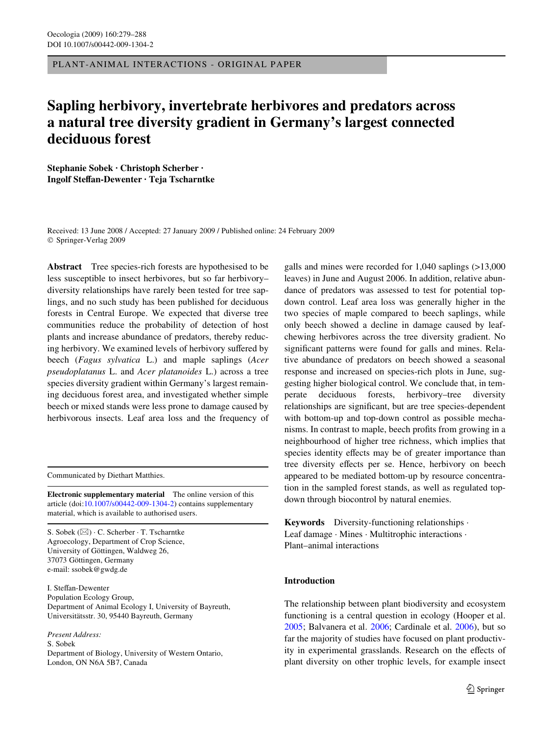PLANT-ANIMAL INTERACTIONS - ORIGINAL PAPER

# Sapling herbivory, invertebrate herbivores and predators across a natural tree diversity gradient in Germany's largest connected deciduous forest

**Stephanie Sobek · Christoph Scherber · Ingolf Steffan-Dewenter · Teja Tscharntke**

Received: 13 June 2008 / Accepted: 27 January 2009 / Published online: 24 February 2009
© Springer-Verlag 2009

**Abstract** Tree species-rich forests are hypothesised to be less susceptible to insect herbivores, but so far herbivory–diversity relationships have rarely been tested for tree saplings, and no such study has been published for deciduous forests in Central Europe. We expected that diverse tree communities reduce the probability of detection of host plants and increase abundance of predators, thereby reducing herbivory. We examined levels of herbivory suffered by beech (*Fagus sylvatica* L.) and maple saplings (*Acer pseudoplatanus* L. and *Acer platanoides* L.) across a tree species diversity gradient within Germany's largest remaining deciduous forest area, and investigated whether simple beech or mixed stands were less prone to damage caused by herbivorous insects. Leaf area loss and the frequency of galls and mines were recorded for 1,040 saplings (>13,000 leaves) in June and August 2006. In addition, relative abundance of predators was assessed to test for potential top-down control. Leaf area loss was generally higher in the two species of maple compared to beech saplings, while only beech showed a decline in damage caused by leaf-chewing herbivores across the tree diversity gradient. No significant patterns were found for galls and mines. Relative abundance of predators on beech showed a seasonal response and increased on species-rich plots in June, suggesting higher biological control. We conclude that, in temperate deciduous forests, herbivory–tree diversity relationships are significant, but are tree species-dependent with bottom-up and top-down control as possible mechanisms. In contrast to maple, beech profits from growing in a neighbourhood of higher tree richness, which implies that species identity effects may be of greater importance than tree diversity effects per se. Hence, herbivory on beech appeared to be mediated bottom-up by resource concentration in the sampled forest stands, as well as regulated top-down through biocontrol by natural enemies.

**Keywords** Diversity-functioning relationships · Leaf damage · Mines · Multitrophic interactions · Plant–animal interactions

Communicated by Diethart Matthies.

**Electronic supplementary material** The online version of this article (doi:10.1007/s00442-009-1304-2) contains supplementary material, which is available to authorised users.

S. Sobek (✉) · C. Scherber · T. Tscharntke
Agroecology, Department of Crop Science,
University of Göttingen, Waldweg 26,
37073 Göttingen, Germany
e-mail: ssobek@gwdg.de

I. Steffan-Dewenter
Population Ecology Group,
Department of Animal Ecology I, University of Bayreuth,
Universitätsstr. 30, 95440 Bayreuth, Germany

*Present Address:*
S. Sobek
Department of Biology, University of Western Ontario,
London, ON N6A 5B7, Canada

## Introduction

The relationship between plant biodiversity and ecosystem functioning is a central question in ecology (Hooper et al. 2005; Balvanera et al. 2006; Cardinale et al. 2006), but so far the majority of studies have focused on plant productivity in experimental grasslands. Research on the effects of plant diversity on other trophic levels, for example insect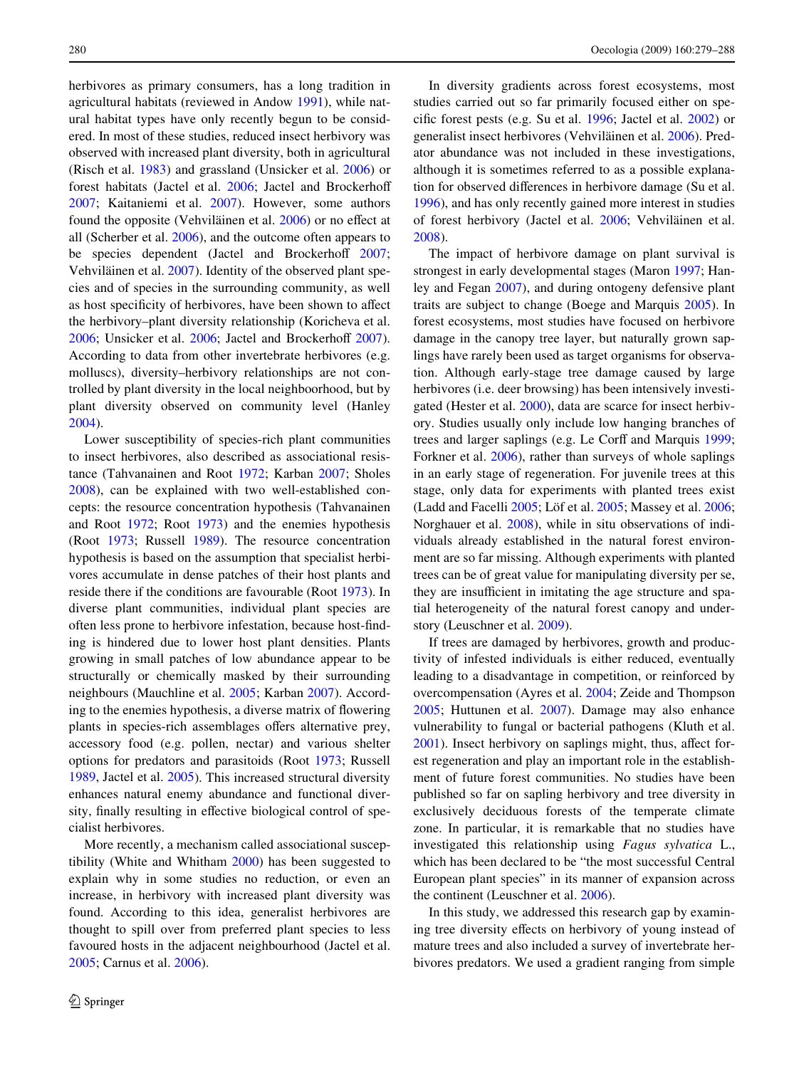herbivores as primary consumers, has a long tradition in agricultural habitats (reviewed in Andow 1991), while natural habitat types have only recently begun to be considered. In most of these studies, reduced insect herbivory was observed with increased plant diversity, both in agricultural (Risch et al. 1983) and grassland (Unsicker et al. 2006) or forest habitats (Jactel et al. 2006; Jactel and Brockerhoff 2007; Kaitaniemi et al. 2007). However, some authors found the opposite (Vehviläinen et al. 2006) or no effect at all (Scherber et al. 2006), and the outcome often appears to be species dependent (Jactel and Brockerhoff 2007; Vehviläinen et al. 2007). Identity of the observed plant species and of species in the surrounding community, as well as host specificity of herbivores, have been shown to affect the herbivory–plant diversity relationship (Koricheva et al. 2006; Unsicker et al. 2006; Jactel and Brockerhoff 2007). According to data from other invertebrate herbivores (e.g. molluscs), diversity–herbivory relationships are not controlled by plant diversity in the local neighbourhood, but by plant diversity observed on community level (Hanley 2004).

Lower susceptibility of species-rich plant communities to insect herbivores, also described as associational resistance (Tahvanainen and Root 1972; Karban 2007; Sholes 2008), can be explained with two well-established concepts: the resource concentration hypothesis (Tahvanainen and Root 1972; Root 1973) and the enemies hypothesis (Root 1973; Russell 1989). The resource concentration hypothesis is based on the assumption that specialist herbivores accumulate in dense patches of their host plants and reside there if the conditions are favourable (Root 1973). In diverse plant communities, individual plant species are often less prone to herbivore infestation, because host-finding is hindered due to lower host plant densities. Plants growing in small patches of low abundance appear to be structurally or chemically masked by their surrounding neighbours (Mauchline et al. 2005; Karban 2007). According to the enemies hypothesis, a diverse matrix of flowering plants in species-rich assemblages offers alternative prey, accessory food (e.g. pollen, nectar) and various shelter options for predators and parasitoids (Root 1973; Russell 1989, Jactel et al. 2005). This increased structural diversity enhances natural enemy abundance and functional diversity, finally resulting in effective biological control of specialist herbivores.

More recently, a mechanism called associational susceptibility (White and Whitham 2000) has been suggested to explain why in some studies no reduction, or even an increase, in herbivory with increased plant diversity was found. According to this idea, generalist herbivores are thought to spill over from preferred plant species to less favoured hosts in the adjacent neighbourhood (Jactel et al. 2005; Carnus et al. 2006).

In diversity gradients across forest ecosystems, most studies carried out so far primarily focused either on specific forest pests (e.g. Su et al. 1996; Jactel et al. 2002) or generalist insect herbivores (Vehviläinen et al. 2006). Predator abundance was not included in these investigations, although it is sometimes referred to as a possible explanation for observed differences in herbivore damage (Su et al. 1996), and has only recently gained more interest in studies of forest herbivory (Jactel et al. 2006; Vehviläinen et al. 2008).

The impact of herbivore damage on plant survival is strongest in early developmental stages (Maron 1997; Hanley and Fegan 2007), and during ontogeny defensive plant traits are subject to change (Boege and Marquis 2005). In forest ecosystems, most studies have focused on herbivore damage in the canopy tree layer, but naturally grown saplings have rarely been used as target organisms for observation. Although early-stage tree damage caused by large herbivores (i.e. deer browsing) has been intensively investigated (Hester et al. 2000), data are scarce for insect herbivory. Studies usually only include low hanging branches of trees and larger saplings (e.g. Le Corff and Marquis 1999; Forkner et al. 2006), rather than surveys of whole saplings in an early stage of regeneration. For juvenile trees at this stage, only data for experiments with planted trees exist (Ladd and Facelli 2005; Löf et al. 2005; Massey et al. 2006; Norghauer et al. 2008), while in situ observations of individuals already established in the natural forest environment are so far missing. Although experiments with planted trees can be of great value for manipulating diversity per se, they are insufficient in imitating the age structure and spatial heterogeneity of the natural forest canopy and understory (Leuschner et al. 2009).

If trees are damaged by herbivores, growth and productivity of infested individuals is either reduced, eventually leading to a disadvantage in competition, or reinforced by overcompensation (Ayres et al. 2004; Zeide and Thompson 2005; Huttunen et al. 2007). Damage may also enhance vulnerability to fungal or bacterial pathogens (Kluth et al. 2001). Insect herbivory on saplings might, thus, affect forest regeneration and play an important role in the establishment of future forest communities. No studies have been published so far on sapling herbivory and tree diversity in exclusively deciduous forests of the temperate climate zone. In particular, it is remarkable that no studies have investigated this relationship using *Fagus sylvatica* L., which has been declared to be "the most successful Central European plant species" in its manner of expansion across the continent (Leuschner et al. 2006).

In this study, we addressed this research gap by examining tree diversity effects on herbivory of young instead of mature trees and also included a survey of invertebrate herbivores predators. We used a gradient ranging from simple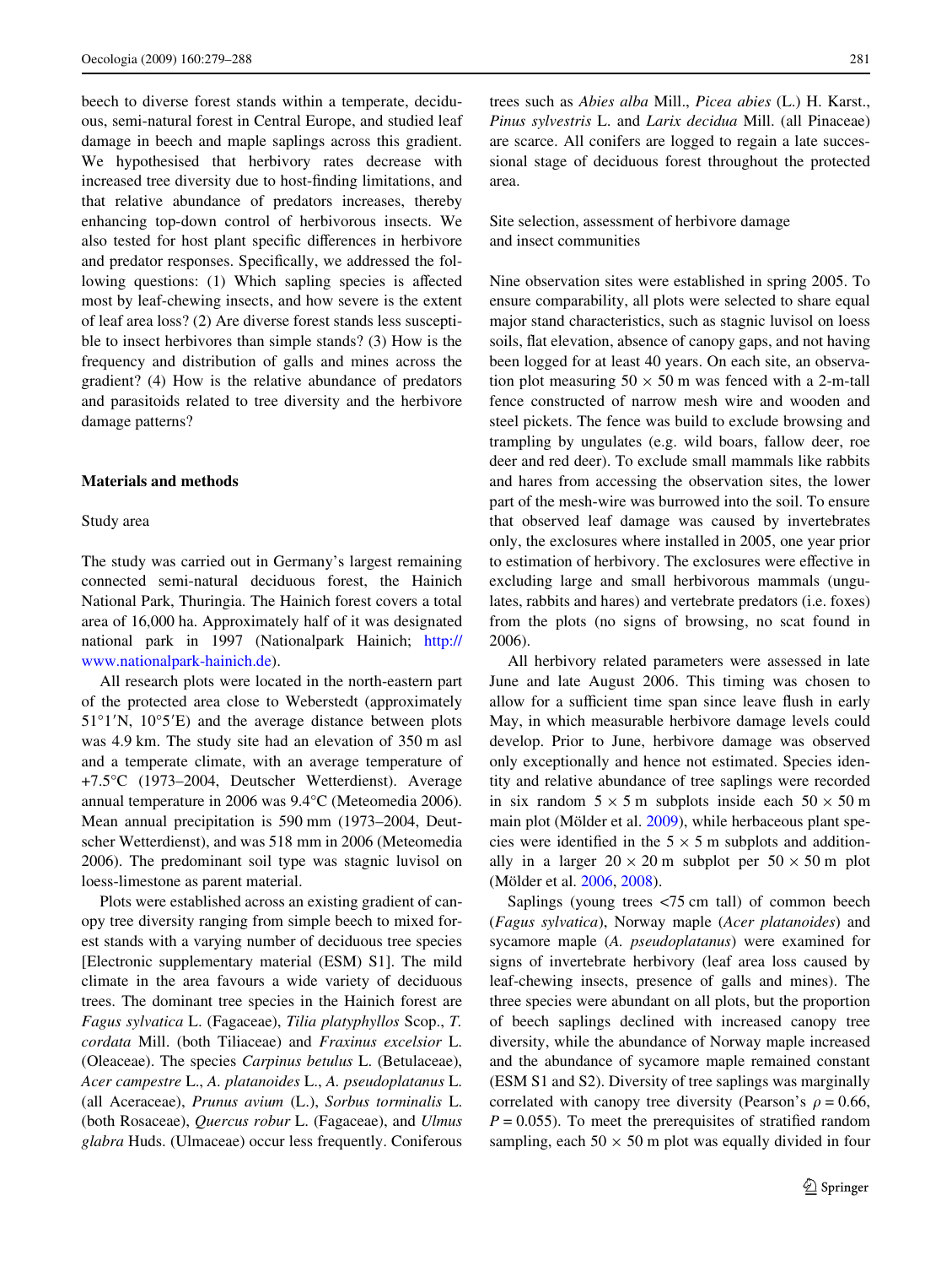beech to diverse forest stands within a temperate, deciduous, semi-natural forest in Central Europe, and studied leaf damage in beech and maple saplings across this gradient. We hypothesised that herbivory rates decrease with increased tree diversity due to host-finding limitations, and that relative abundance of predators increases, thereby enhancing top-down control of herbivorous insects. We also tested for host plant specific differences in herbivore and predator responses. Specifically, we addressed the following questions: (1) Which sapling species is affected most by leaf-chewing insects, and how severe is the extent of leaf area loss? (2) Are diverse forest stands less susceptible to insect herbivores than simple stands? (3) How is the frequency and distribution of galls and mines across the gradient? (4) How is the relative abundance of predators and parasitoids related to tree diversity and the herbivore damage patterns?

## Materials and methods

### Study area

The study was carried out in Germany's largest remaining connected semi-natural deciduous forest, the Hainich National Park, Thuringia. The Hainich forest covers a total area of 16,000 ha. Approximately half of it was designated national park in 1997 (Nationalpark Hainich; http://www.nationalpark-hainich.de).

All research plots were located in the north-eastern part of the protected area close to Weberstedt (approximately 51°1′N, 10°5′E) and the average distance between plots was 4.9 km. The study site had an elevation of 350 m asl and a temperate climate, with an average temperature of +7.5°C (1973–2004, Deutscher Wetterdienst). Average annual temperature in 2006 was 9.4°C (Meteomedia 2006). Mean annual precipitation is 590 mm (1973–2004, Deutscher Wetterdienst), and was 518 mm in 2006 (Meteomedia 2006). The predominant soil type was stagnic luvisol on loess-limestone as parent material.

Plots were established across an existing gradient of canopy tree diversity ranging from simple beech to mixed forest stands with a varying number of deciduous tree species [Electronic supplementary material (ESM) S1]. The mild climate in the area favours a wide variety of deciduous trees. The dominant tree species in the Hainich forest are *Fagus sylvatica* L. (Fagaceae), *Tilia platyphyllos* Scop., *T. cordata* Mill. (both Tiliaceae) and *Fraxinus excelsior* L. (Oleaceae). The species *Carpinus betulus* L. (Betulaceae), *Acer campestre* L., *A. platanoides* L., *A. pseudoplatanus* L. (all Aceraceae), *Prunus avium* (L.), *Sorbus torminalis* L. (both Rosaceae), *Quercus robur* L. (Fagaceae), and *Ulmus glabra* Huds. (Ulmaceae) occur less frequently. Coniferous trees such as *Abies alba* Mill., *Picea abies* (L.) H. Karst., *Pinus sylvestris* L. and *Larix decidua* Mill. (all Pinaceae) are scarce. All conifers are logged to regain a late successional stage of deciduous forest throughout the protected area.

### Site selection, assessment of herbivore damage and insect communities

Nine observation sites were established in spring 2005. To ensure comparability, all plots were selected to share equal major stand characteristics, such as stagnic luvisol on loess soils, flat elevation, absence of canopy gaps, and not having been logged for at least 40 years. On each site, an observation plot measuring 50 × 50 m was fenced with a 2-m-tall fence constructed of narrow mesh wire and wooden and steel pickets. The fence was build to exclude browsing and trampling by ungulates (e.g. wild boars, fallow deer, roe deer and red deer). To exclude small mammals like rabbits and hares from accessing the observation sites, the lower part of the mesh-wire was burrowed into the soil. To ensure that observed leaf damage was caused by invertebrates only, the exclosures where installed in 2005, one year prior to estimation of herbivory. The exclosures were effective in excluding large and small herbivorous mammals (ungulates, rabbits and hares) and vertebrate predators (i.e. foxes) from the plots (no signs of browsing, no scat found in 2006).

All herbivory related parameters were assessed in late June and late August 2006. This timing was chosen to allow for a sufficient time span since leave flush in early May, in which measurable herbivore damage levels could develop. Prior to June, herbivore damage was observed only exceptionally and hence not estimated. Species identity and relative abundance of tree saplings were recorded in six random 5 × 5 m subplots inside each 50 × 50 m main plot (Mölder et al. 2009), while herbaceous plant species were identified in the 5 × 5 m subplots and additionally in a larger 20 × 20 m subplot per 50 × 50 m plot (Mölder et al. 2006, 2008).

Saplings (young trees <75 cm tall) of common beech (*Fagus sylvatica*), Norway maple (*Acer platanoides*) and sycamore maple (*A. pseudoplatanus*) were examined for signs of invertebrate herbivory (leaf area loss caused by leaf-chewing insects, presence of galls and mines). The three species were abundant on all plots, but the proportion of beech saplings declined with increased canopy tree diversity, while the abundance of Norway maple increased and the abundance of sycamore maple remained constant (ESM S1 and S2). Diversity of tree saplings was marginally correlated with canopy tree diversity (Pearson's $\rho = 0.66$, $P = 0.055$). To meet the prerequisites of stratified random sampling, each 50 × 50 m plot was equally divided in four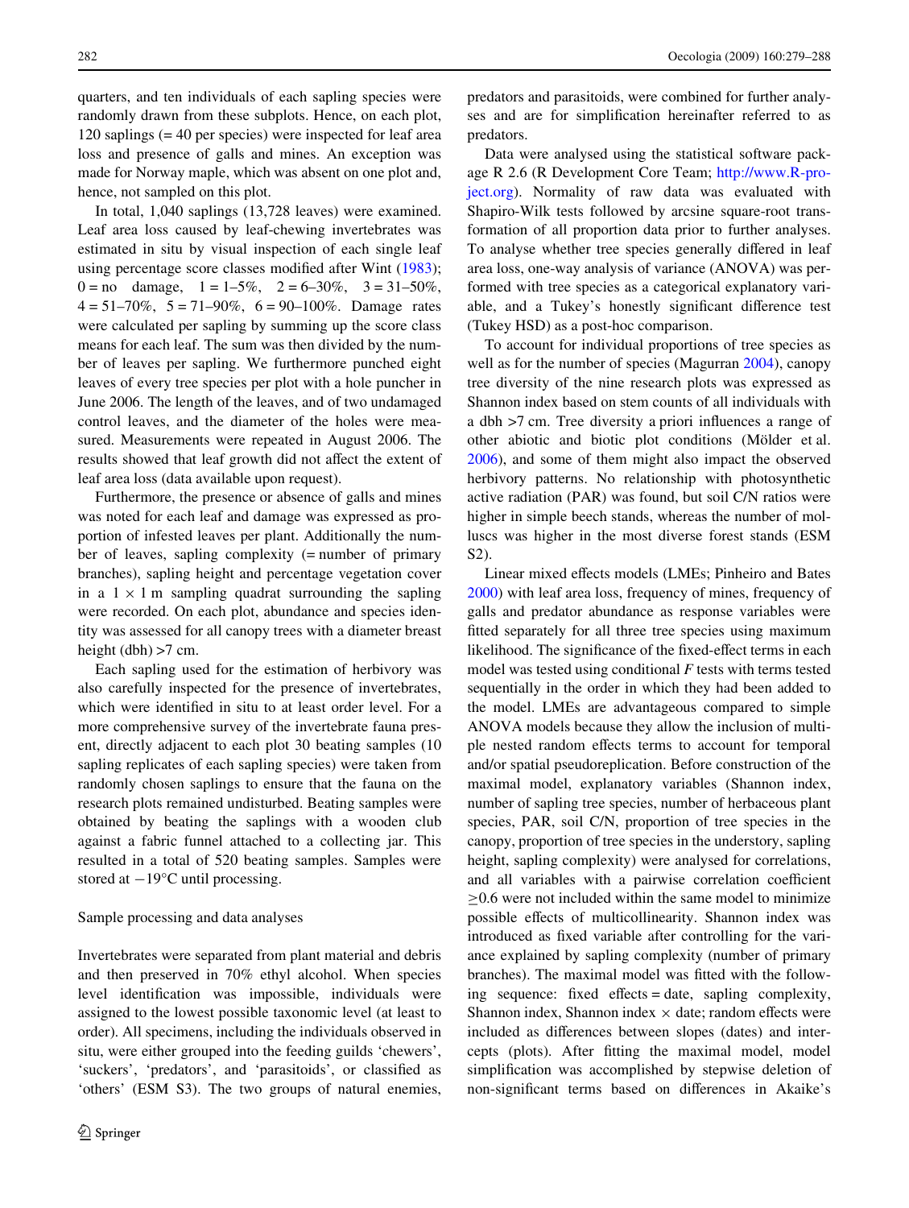quarters, and ten individuals of each sapling species were randomly drawn from these subplots. Hence, on each plot, 120 saplings (= 40 per species) were inspected for leaf area loss and presence of galls and mines. An exception was made for Norway maple, which was absent on one plot and, hence, not sampled on this plot.

In total, 1,040 saplings (13,728 leaves) were examined. Leaf area loss caused by leaf-chewing invertebrates was estimated in situ by visual inspection of each single leaf using percentage score classes modified after Wint (1983); 0 = no damage, 1 = 1–5%, 2 = 6–30%, 3 = 31–50%, 4 = 51–70%, 5 = 71–90%, 6 = 90–100%. Damage rates were calculated per sapling by summing up the score class means for each leaf. The sum was then divided by the number of leaves per sapling. We furthermore punched eight leaves of every tree species per plot with a hole puncher in June 2006. The length of the leaves, and of two undamaged control leaves, and the diameter of the holes were measured. Measurements were repeated in August 2006. The results showed that leaf growth did not affect the extent of leaf area loss (data available upon request).

Furthermore, the presence or absence of galls and mines was noted for each leaf and damage was expressed as proportion of infested leaves per plant. Additionally the number of leaves, sapling complexity (= number of primary branches), sapling height and percentage vegetation cover in a 1 × 1 m sampling quadrat surrounding the sapling were recorded. On each plot, abundance and species identity was assessed for all canopy trees with a diameter breast height (dbh) >7 cm.

Each sapling used for the estimation of herbivory was also carefully inspected for the presence of invertebrates, which were identified in situ to at least order level. For a more comprehensive survey of the invertebrate fauna present, directly adjacent to each plot 30 beating samples (10 sapling replicates of each sapling species) were taken from randomly chosen saplings to ensure that the fauna on the research plots remained undisturbed. Beating samples were obtained by beating the saplings with a wooden club against a fabric funnel attached to a collecting jar. This resulted in a total of 520 beating samples. Samples were stored at −19°C until processing.

## Sample processing and data analyses

Invertebrates were separated from plant material and debris and then preserved in 70% ethyl alcohol. When species level identification was impossible, individuals were assigned to the lowest possible taxonomic level (at least to order). All specimens, including the individuals observed in situ, were either grouped into the feeding guilds 'chewers', 'suckers', 'predators', and 'parasitoids', or classified as 'others' (ESM S3). The two groups of natural enemies, predators and parasitoids, were combined for further analyses and are for simplification hereinafter referred to as predators.

Data were analysed using the statistical software package R 2.6 (R Development Core Team; http://www.R-project.org). Normality of raw data was evaluated with Shapiro-Wilk tests followed by arcsine square-root transformation of all proportion data prior to further analyses. To analyse whether tree species generally differed in leaf area loss, one-way analysis of variance (ANOVA) was performed with tree species as a categorical explanatory variable, and a Tukey's honestly significant difference test (Tukey HSD) as a post-hoc comparison.

To account for individual proportions of tree species as well as for the number of species (Magurran 2004), canopy tree diversity of the nine research plots was expressed as Shannon index based on stem counts of all individuals with a dbh >7 cm. Tree diversity a priori influences a range of other abiotic and biotic plot conditions (Mölder et al. 2006), and some of them might also impact the observed herbivory patterns. No relationship with photosynthetic active radiation (PAR) was found, but soil C/N ratios were higher in simple beech stands, whereas the number of molluscs was higher in the most diverse forest stands (ESM S2).

Linear mixed effects models (LMEs; Pinheiro and Bates 2000) with leaf area loss, frequency of mines, frequency of galls and predator abundance as response variables were fitted separately for all three tree species using maximum likelihood. The significance of the fixed-effect terms in each model was tested using conditional *F* tests with terms tested sequentially in the order in which they had been added to the model. LMEs are advantageous compared to simple ANOVA models because they allow the inclusion of multiple nested random effects terms to account for temporal and/or spatial pseudoreplication. Before construction of the maximal model, explanatory variables (Shannon index, number of sapling tree species, number of herbaceous plant species, PAR, soil C/N, proportion of tree species in the canopy, proportion of tree species in the understory, sapling height, sapling complexity) were analysed for correlations, and all variables with a pairwise correlation coefficient ≥0.6 were not included within the same model to minimize possible effects of multicollinearity. Shannon index was introduced as fixed variable after controlling for the variance explained by sapling complexity (number of primary branches). The maximal model was fitted with the following sequence: fixed effects = date, sapling complexity, Shannon index, Shannon index × date; random effects were included as differences between slopes (dates) and intercepts (plots). After fitting the maximal model, model simplification was accomplished by stepwise deletion of non-significant terms based on differences in Akaike's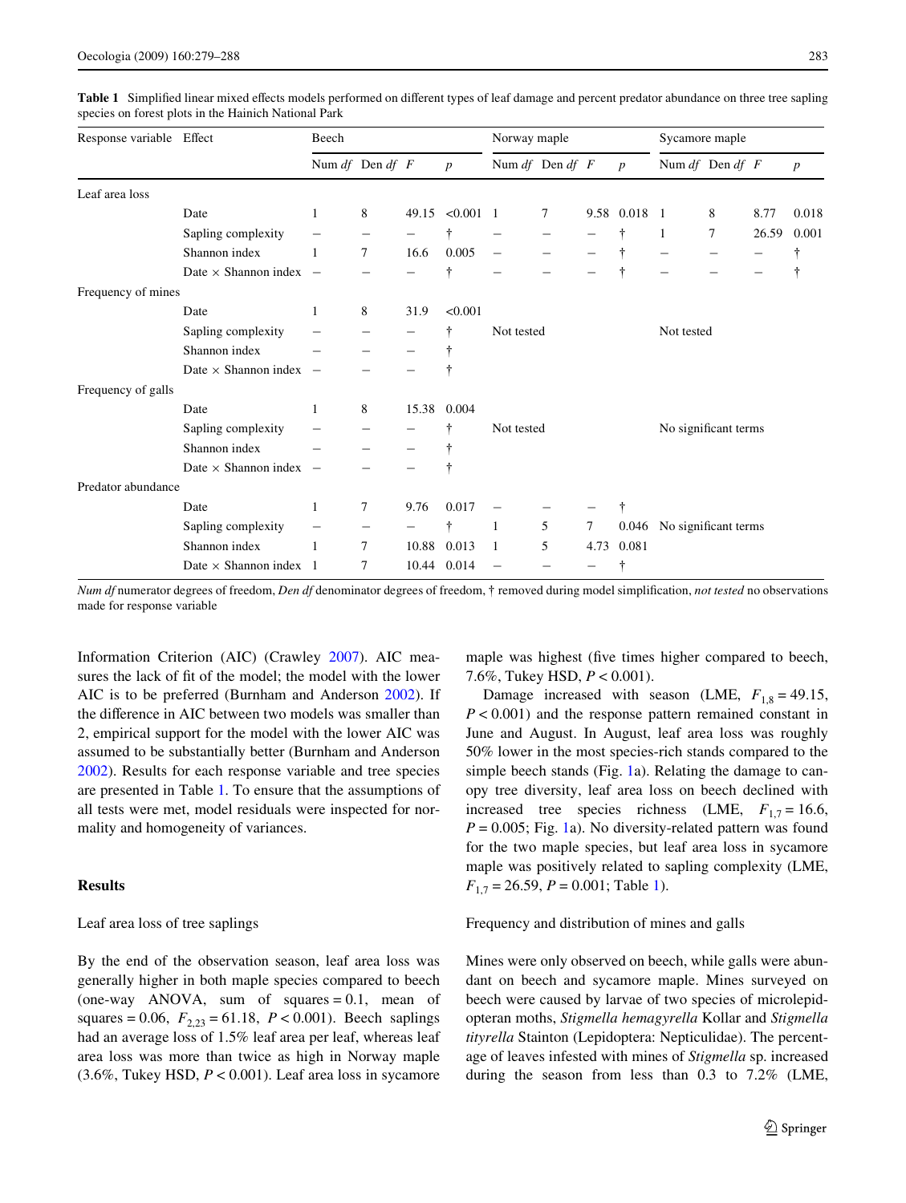**Table 1** Simplified linear mixed effects models performed on different types of leaf damage and percent predator abundance on three tree sapling species on forest plots in the Hainich National Park

| Response variable | Effect | Beech | | | | Norway maple | | | | Sycamore maple | | | |
|---|---|---|---|---|---|---|---|---|---|---|---|---|---|
| | | Num *df* | Den *df* | *F* | *p* | Num *df* | Den *df* | *F* | *p* | Num *df* | Den *df* | *F* | *p* |
| Leaf area loss | | | | | | | | | | | | | |
| | Date | 1 | 8 | 49.15 | <0.001 | 1 | 7 | 9.58 | 0.018 | 1 | 8 | 8.77 | 0.018 |
| | Sapling complexity | – | – | – | † | – | – | – | † | 1 | 7 | 26.59 | 0.001 |
| | Shannon index | 1 | 7 | 16.6 | 0.005 | – | – | – | † | – | – | – | † |
| | Date × Shannon index | – | – | – | † | – | – | – | † | – | – | – | † |
| Frequency of mines | | | | | | | | | | | | | |
| | Date | 1 | 8 | 31.9 | <0.001 | Not tested | | | | Not tested | | | |
| | Sapling complexity | – | – | – | † | | | | | | | | |
| | Shannon index | – | – | – | † | | | | | | | | |
| | Date × Shannon index | – | – | – | † | | | | | | | | |
| Frequency of galls | | | | | | | | | | | | | |
| | Date | 1 | 8 | 15.38 | 0.004 | Not tested | | | | No significant terms | | | |
| | Sapling complexity | – | – | – | † | | | | | | | | |
| | Shannon index | – | – | – | † | | | | | | | | |
| | Date × Shannon index | – | – | – | † | | | | | | | | |
| Predator abundance | | | | | | | | | | | | | |
| | Date | 1 | 7 | 9.76 | 0.017 | – | – | – | † | No significant terms | | | |
| | Sapling complexity | – | – | – | † | 1 | 5 | 7 | 0.046 | | | | |
| | Shannon index | 1 | 7 | 10.88 | 0.013 | 1 | 5 | 4.73 | 0.081 | | | | |
| | Date × Shannon index | 1 | 7 | 10.44 | 0.014 | – | – | – | † | | | | |

*Num df* numerator degrees of freedom, *Den df* denominator degrees of freedom, † removed during model simplification, *not tested* no observations made for response variable

Information Criterion (AIC) (Crawley 2007). AIC measures the lack of fit of the model; the model with the lower AIC is to be preferred (Burnham and Anderson 2002). If the difference in AIC between two models was smaller than 2, empirical support for the model with the lower AIC was assumed to be substantially better (Burnham and Anderson 2002). Results for each response variable and tree species are presented in Table 1. To ensure that the assumptions of all tests were met, model residuals were inspected for normality and homogeneity of variances.

## Results

### Leaf area loss of tree saplings

By the end of the observation season, leaf area loss was generally higher in both maple species compared to beech (one-way ANOVA, sum of squares = 0.1, mean of squares = 0.06, $F_{2,23} = 61.18$, $P < 0.001$). Beech saplings had an average loss of 1.5% leaf area per leaf, whereas leaf area loss was more than twice as high in Norway maple (3.6%, Tukey HSD, $P < 0.001$). Leaf area loss in sycamore maple was highest (five times higher compared to beech, 7.6%, Tukey HSD, $P < 0.001$).

Damage increased with season (LME, $F_{1,8} = 49.15$, $P < 0.001$) and the response pattern remained constant in June and August. In August, leaf area loss was roughly 50% lower in the most species-rich stands compared to the simple beech stands (Fig. 1a). Relating the damage to canopy tree diversity, leaf area loss on beech declined with increased tree species richness (LME, $F_{1,7} = 16.6$, $P = 0.005$; Fig. 1a). No diversity-related pattern was found for the two maple species, but leaf area loss in sycamore maple was positively related to sapling complexity (LME, $F_{1,7} = 26.59$, $P = 0.001$; Table 1).

### Frequency and distribution of mines and galls

Mines were only observed on beech, while galls were abundant on beech and sycamore maple. Mines surveyed on beech were caused by larvae of two species of microlepidopteran moths, *Stigmella hemagyrella* Kollar and *Stigmella tityrella* Stainton (Lepidoptera: Nepticulidae). The percentage of leaves infested with mines of *Stigmella* sp. increased during the season from less than 0.3 to 7.2% (LME,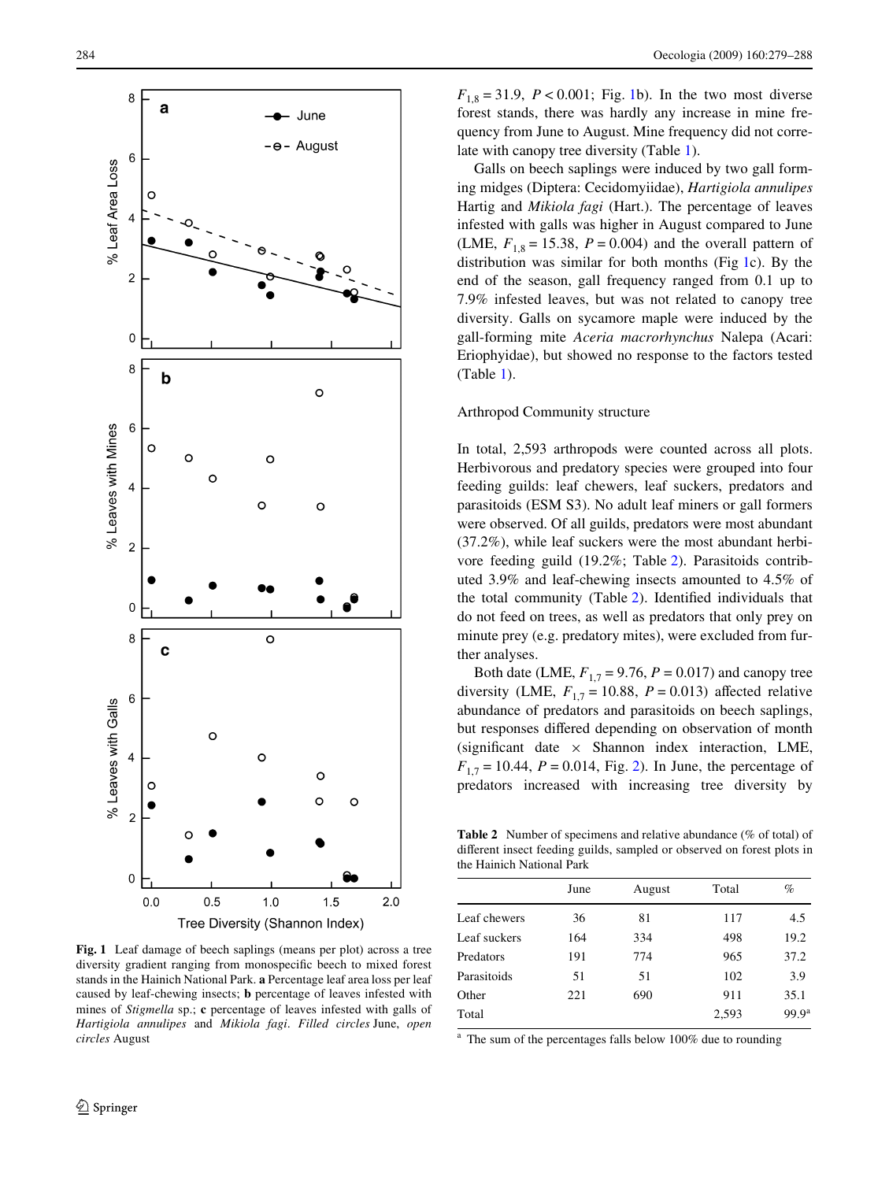$F_{1,8} = 31.9$, $P < 0.001$; Fig. 1b). In the two most diverse forest stands, there was hardly any increase in mine frequency from June to August. Mine frequency did not correlate with canopy tree diversity (Table 1).

Galls on beech saplings were induced by two gall forming midges (Diptera: Cecidomyiidae), *Hartigiola annulipes* Hartig and *Mikiola fagi* (Hart.). The percentage of leaves infested with galls was higher in August compared to June (LME, $F_{1,8} = 15.38$, $P = 0.004$) and the overall pattern of distribution was similar for both months (Fig 1c). By the end of the season, gall frequency ranged from 0.1 up to 7.9% infested leaves, but was not related to canopy tree diversity. Galls on sycamore maple were induced by the gall-forming mite *Aceria macrorhynchus* Nalepa (Acari: Eriophyidae), but showed no response to the factors tested (Table 1).

## Arthropod Community structure

In total, 2,593 arthropods were counted across all plots. Herbivorous and predatory species were grouped into four feeding guilds: leaf chewers, leaf suckers, predators and parasitoids (ESM S3). No adult leaf miners or gall formers were observed. Of all guilds, predators were most abundant (37.2%), while leaf suckers were the most abundant herbivore feeding guild (19.2%; Table 2). Parasitoids contributed 3.9% and leaf-chewing insects amounted to 4.5% of the total community (Table 2). Identified individuals that do not feed on trees, as well as predators that only prey on minute prey (e.g. predatory mites), were excluded from further analyses.

Both date (LME, $F_{1,7} = 9.76$, $P = 0.017$) and canopy tree diversity (LME, $F_{1,7} = 10.88$, $P = 0.013$) affected relative abundance of predators and parasitoids on beech saplings, but responses differed depending on observation of month (significant date × Shannon index interaction, LME, $F_{1,7} = 10.44$, $P = 0.014$, Fig. 2). In June, the percentage of predators increased with increasing tree diversity by

**Fig. 1** Leaf damage of beech saplings (means per plot) across a tree diversity gradient ranging from monospecific beech to mixed forest stands in the Hainich National Park. **a** Percentage leaf area loss per leaf caused by leaf-chewing insects; **b** percentage of leaves infested with mines of *Stigmella* sp.; **c** percentage of leaves infested with galls of *Hartigiola annulipes* and *Mikiola fagi*. *Filled circles* June, *open circles* August

**Table 2** Number of specimens and relative abundance (% of total) of different insect feeding guilds, sampled or observed on forest plots in the Hainich National Park

| | June | August | Total | % |
|---|---|---|---|---|
| Leaf chewers | 36 | 81 | 117 | 4.5 |
| Leaf suckers | 164 | 334 | 498 | 19.2 |
| Predators | 191 | 774 | 965 | 37.2 |
| Parasitoids | 51 | 51 | 102 | 3.9 |
| Other | 221 | 690 | 911 | 35.1 |
| Total | | | 2,593 | 99.9[a] |

[a] The sum of the percentages falls below 100% due to rounding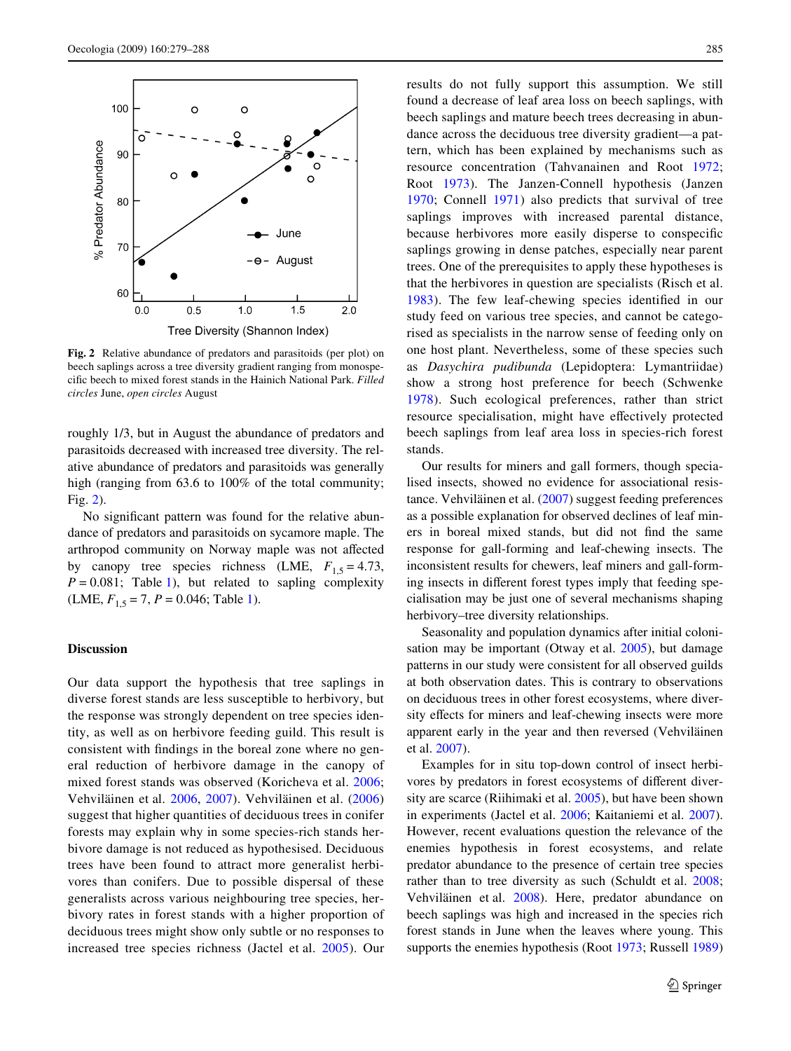Fig. 2 Relative abundance of predators and parasitoids (per plot) on beech saplings across a tree diversity gradient ranging from monospecific beech to mixed forest stands in the Hainich National Park. *Filled circles* June, *open circles* August

roughly 1/3, but in August the abundance of predators and parasitoids decreased with increased tree diversity. The relative abundance of predators and parasitoids was generally high (ranging from 63.6 to 100% of the total community; Fig. 2).

No significant pattern was found for the relative abundance of predators and parasitoids on sycamore maple. The arthropod community on Norway maple was not affected by canopy tree species richness (LME, $F_{1,5} = 4.73$, $P = 0.081$; Table 1), but related to sapling complexity (LME, $F_{1,5} = 7$, $P = 0.046$; Table 1).

## Discussion

Our data support the hypothesis that tree saplings in diverse forest stands are less susceptible to herbivory, but the response was strongly dependent on tree species identity, as well as on herbivore feeding guild. This result is consistent with findings in the boreal zone where no general reduction of herbivore damage in the canopy of mixed forest stands was observed (Koricheva et al. 2006; Vehviläinen et al. 2006, 2007). Vehviläinen et al. (2006) suggest that higher quantities of deciduous trees in conifer forests may explain why in some species-rich stands herbivore damage is not reduced as hypothesised. Deciduous trees have been found to attract more generalist herbivores than conifers. Due to possible dispersal of these generalists across various neighbouring tree species, herbivory rates in forest stands with a higher proportion of deciduous trees might show only subtle or no responses to increased tree species richness (Jactel et al. 2005). Our results do not fully support this assumption. We still found a decrease of leaf area loss on beech saplings, with beech saplings and mature beech trees decreasing in abundance across the deciduous tree diversity gradient—a pattern, which has been explained by mechanisms such as resource concentration (Tahvanainen and Root 1972; Root 1973). The Janzen-Connell hypothesis (Janzen 1970; Connell 1971) also predicts that survival of tree saplings improves with increased parental distance, because herbivores more easily disperse to conspecific saplings growing in dense patches, especially near parent trees. One of the prerequisites to apply these hypotheses is that the herbivores in question are specialists (Risch et al. 1983). The few leaf-chewing species identified in our study feed on various tree species, and cannot be categorised as specialists in the narrow sense of feeding only on one host plant. Nevertheless, some of these species such as *Dasychira pudibunda* (Lepidoptera: Lymantriidae) show a strong host preference for beech (Schwenke 1978). Such ecological preferences, rather than strict resource specialisation, might have effectively protected beech saplings from leaf area loss in species-rich forest stands.

Our results for miners and gall formers, though specialised insects, showed no evidence for associational resistance. Vehviläinen et al. (2007) suggest feeding preferences as a possible explanation for observed declines of leaf miners in boreal mixed stands, but did not find the same response for gall-forming and leaf-chewing insects. The inconsistent results for chewers, leaf miners and gall-forming insects in different forest types imply that feeding specialisation may be just one of several mechanisms shaping herbivory–tree diversity relationships.

Seasonality and population dynamics after initial colonisation may be important (Otway et al. 2005), but damage patterns in our study were consistent for all observed guilds at both observation dates. This is contrary to observations on deciduous trees in other forest ecosystems, where diversity effects for miners and leaf-chewing insects were more apparent early in the year and then reversed (Vehviläinen et al. 2007).

Examples for in situ top-down control of insect herbivores by predators in forest ecosystems of different diversity are scarce (Riihimaki et al. 2005), but have been shown in experiments (Jactel et al. 2006; Kaitaniemi et al. 2007). However, recent evaluations question the relevance of the enemies hypothesis in forest ecosystems, and relate predator abundance to the presence of certain tree species rather than to tree diversity as such (Schuldt et al. 2008; Vehviläinen et al. 2008). Here, predator abundance on beech saplings was high and increased in the species rich forest stands in June when the leaves where young. This supports the enemies hypothesis (Root 1973; Russell 1989)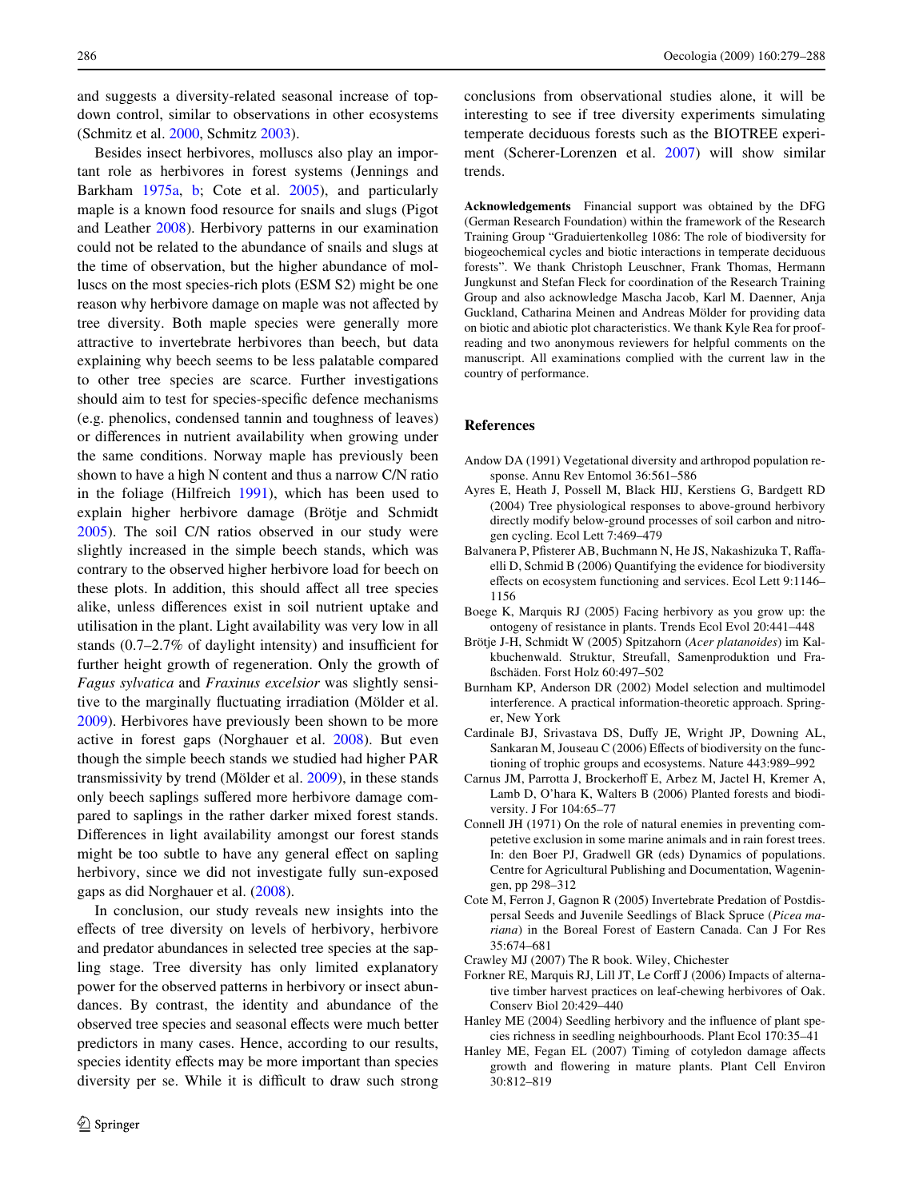and suggests a diversity-related seasonal increase of top-down control, similar to observations in other ecosystems (Schmitz et al. 2000, Schmitz 2003).

Besides insect herbivores, molluscs also play an important role as herbivores in forest systems (Jennings and Barkham 1975a, b; Cote et al. 2005), and particularly maple is a known food resource for snails and slugs (Pigot and Leather 2008). Herbivory patterns in our examination could not be related to the abundance of snails and slugs at the time of observation, but the higher abundance of molluscs on the most species-rich plots (ESM S2) might be one reason why herbivore damage on maple was not affected by tree diversity. Both maple species were generally more attractive to invertebrate herbivores than beech, but data explaining why beech seems to be less palatable compared to other tree species are scarce. Further investigations should aim to test for species-specific defence mechanisms (e.g. phenolics, condensed tannin and toughness of leaves) or differences in nutrient availability when growing under the same conditions. Norway maple has previously been shown to have a high N content and thus a narrow C/N ratio in the foliage (Hilfreich 1991), which has been used to explain higher herbivore damage (Brötje and Schmidt 2005). The soil C/N ratios observed in our study were slightly increased in the simple beech stands, which was contrary to the observed higher herbivore load for beech on these plots. In addition, this should affect all tree species alike, unless differences exist in soil nutrient uptake and utilisation in the plant. Light availability was very low in all stands (0.7–2.7% of daylight intensity) and insufficient for further height growth of regeneration. Only the growth of *Fagus sylvatica* and *Fraxinus excelsior* was slightly sensitive to the marginally fluctuating irradiation (Mölder et al. 2009). Herbivores have previously been shown to be more active in forest gaps (Norghauer et al. 2008). But even though the simple beech stands we studied had higher PAR transmissivity by trend (Mölder et al. 2009), in these stands only beech saplings suffered more herbivore damage compared to saplings in the rather darker mixed forest stands. Differences in light availability amongst our forest stands might be too subtle to have any general effect on sapling herbivory, since we did not investigate fully sun-exposed gaps as did Norghauer et al. (2008).

In conclusion, our study reveals new insights into the effects of tree diversity on levels of herbivory, herbivore and predator abundances in selected tree species at the sapling stage. Tree diversity has only limited explanatory power for the observed patterns in herbivory or insect abundances. By contrast, the identity and abundance of the observed tree species and seasonal effects were much better predictors in many cases. Hence, according to our results, species identity effects may be more important than species diversity per se. While it is difficult to draw such strong conclusions from observational studies alone, it will be interesting to see if tree diversity experiments simulating temperate deciduous forests such as the BIOTREE experiment (Scherer-Lorenzen et al. 2007) will show similar trends.

**Acknowledgements** Financial support was obtained by the DFG (German Research Foundation) within the framework of the Research Training Group "Graduiertenkolleg 1086: The role of biodiversity for biogeochemical cycles and biotic interactions in temperate deciduous forests". We thank Christoph Leuschner, Frank Thomas, Hermann Jungkunst and Stefan Fleck for coordination of the Research Training Group and also acknowledge Mascha Jacob, Karl M. Daenner, Anja Guckland, Catharina Meinen and Andreas Mölder for providing data on biotic and abiotic plot characteristics. We thank Kyle Rea for proofreading and two anonymous reviewers for helpful comments on the manuscript. All examinations complied with the current law in the country of performance.

## References

Andow DA (1991) Vegetational diversity and arthropod population response. Annu Rev Entomol 36:561–586

Ayres E, Heath J, Possell M, Black HIJ, Kerstiens G, Bardgett RD (2004) Tree physiological responses to above-ground herbivory directly modify below-ground processes of soil carbon and nitrogen cycling. Ecol Lett 7:469–479

Balvanera P, Pfisterer AB, Buchmann N, He JS, Nakashizuka T, Raffaelli D, Schmid B (2006) Quantifying the evidence for biodiversity effects on ecosystem functioning and services. Ecol Lett 9:1146–1156

Boege K, Marquis RJ (2005) Facing herbivory as you grow up: the ontogeny of resistance in plants. Trends Ecol Evol 20:441–448

Brötje J-H, Schmidt W (2005) Spitzahorn (*Acer platanoides*) im Kalkbuchenwald. Struktur, Streufall, Samenproduktion und Fraßschäden. Forst Holz 60:497–502

Burnham KP, Anderson DR (2002) Model selection and multimodel interference. A practical information-theoretic approach. Springer, New York

Cardinale BJ, Srivastava DS, Duffy JE, Wright JP, Downing AL, Sankaran M, Jouseau C (2006) Effects of biodiversity on the functioning of trophic groups and ecosystems. Nature 443:989–992

Carnus JM, Parrotta J, Brockerhoff E, Arbez M, Jactel H, Kremer A, Lamb D, O'hara K, Walters B (2006) Planted forests and biodiversity. J For 104:65–77

Connell JH (1971) On the role of natural enemies in preventing competetive exclusion in some marine animals and in rain forest trees. In: den Boer PJ, Gradwell GR (eds) Dynamics of populations. Centre for Agricultural Publishing and Documentation, Wageningen, pp 298–312

Cote M, Ferron J, Gagnon R (2005) Invertebrate Predation of Postdispersal Seeds and Juvenile Seedlings of Black Spruce (*Picea mariana*) in the Boreal Forest of Eastern Canada. Can J For Res 35:674–681

Crawley MJ (2007) The R book. Wiley, Chichester

Forkner RE, Marquis RJ, Lill JT, Le Corff J (2006) Impacts of alternative timber harvest practices on leaf-chewing herbivores of Oak. Conserv Biol 20:429–440

Hanley ME (2004) Seedling herbivory and the influence of plant species richness in seedling neighbourhoods. Plant Ecol 170:35–41

Hanley ME, Fegan EL (2007) Timing of cotyledon damage affects growth and flowering in mature plants. Plant Cell Environ 30:812–819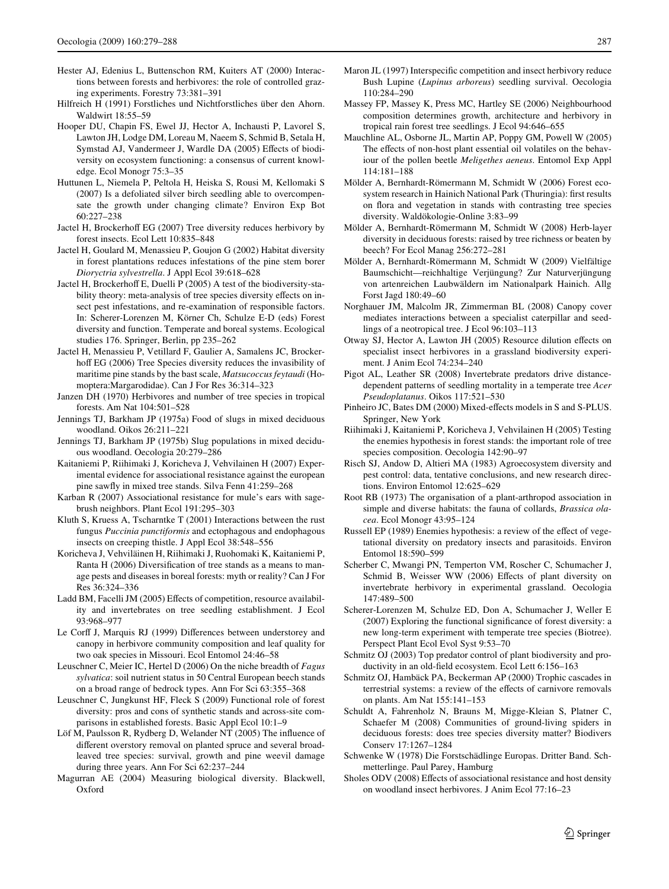Hester AJ, Edenius L, Buttenschon RM, Kuiters AT (2000) Interactions between forests and herbivores: the role of controlled grazing experiments. Forestry 73:381–391

Hilfreich H (1991) Forstliches und Nichtforstliches über den Ahorn. Waldwirt 18:55–59

Hooper DU, Chapin FS, Ewel JJ, Hector A, Inchausti P, Lavorel S, Lawton JH, Lodge DM, Loreau M, Naeem S, Schmid B, Setala H, Symstad AJ, Vandermeer J, Wardle DA (2005) Effects of biodiversity on ecosystem functioning: a consensus of current knowledge. Ecol Monogr 75:3–35

Huttunen L, Niemela P, Peltola H, Heiska S, Rousi M, Kellomaki S (2007) Is a defoliated silver birch seedling able to overcompensate the growth under changing climate? Environ Exp Bot 60:227–238

Jactel H, Brockerhoff EG (2007) Tree diversity reduces herbivory by forest insects. Ecol Lett 10:835–848

Jactel H, Goulard M, Menassieu P, Goujon G (2002) Habitat diversity in forest plantations reduces infestations of the pine stem borer *Dioryctria sylvestrella*. J Appl Ecol 39:618–628

Jactel H, Brockerhoff E, Duelli P (2005) A test of the biodiversity-stability theory: meta-analysis of tree species diversity effects on insect pest infestations, and re-examination of responsible factors. In: Scherer-Lorenzen M, Körner Ch, Schulze E-D (eds) Forest diversity and function. Temperate and boreal systems. Ecological studies 176. Springer, Berlin, pp 235–262

Jactel H, Menassieu P, Vetillard F, Gaulier A, Samalens JC, Brockerhoff EG (2006) Tree Species diversity reduces the invasibility of maritime pine stands by the bast scale, *Matsucoccus feytaudi* (Homoptera:Margarodidae). Can J For Res 36:314–323

Janzen DH (1970) Herbivores and number of tree species in tropical forests. Am Nat 104:501–528

Jennings TJ, Barkham JP (1975a) Food of slugs in mixed deciduous woodland. Oikos 26:211–221

Jennings TJ, Barkham JP (1975b) Slug populations in mixed deciduous woodland. Oecologia 20:279–286

Kaitaniemi P, Riihimaki J, Koricheva J, Vehvilainen H (2007) Experimental evidence for associational resistance against the european pine sawfly in mixed tree stands. Silva Fenn 41:259–268

Karban R (2007) Associational resistance for mule's ears with sagebrush neighbors. Plant Ecol 191:295–303

Kluth S, Kruess A, Tscharntke T (2001) Interactions between the rust fungus *Puccinia punctiformis* and ectophagous and endophagous insects on creeping thistle. J Appl Ecol 38:548–556

Koricheva J, Vehviläinen H, Riihimaki J, Ruohomaki K, Kaitaniemi P, Ranta H (2006) Diversification of tree stands as a means to manage pests and diseases in boreal forests: myth or reality? Can J For Res 36:324–336

Ladd BM, Facelli JM (2005) Effects of competition, resource availability and invertebrates on tree seedling establishment. J Ecol 93:968–977

Le Corff J, Marquis RJ (1999) Differences between understorey and canopy in herbivore community composition and leaf quality for two oak species in Missouri. Ecol Entomol 24:46–58

Leuschner C, Meier IC, Hertel D (2006) On the niche breadth of *Fagus sylvatica*: soil nutrient status in 50 Central European beech stands on a broad range of bedrock types. Ann For Sci 63:355–368

Leuschner C, Jungkunst HF, Fleck S (2009) Functional role of forest diversity: pros and cons of synthetic stands and across-site comparisons in established forests. Basic Appl Ecol 10:1–9

Löf M, Paulsson R, Rydberg D, Welander NT (2005) The influence of different overstory removal on planted spruce and several broadleaved tree species: survival, growth and pine weevil damage during three years. Ann For Sci 62:237–244

Magurran AE (2004) Measuring biological diversity. Blackwell, Oxford

Maron JL (1997) Interspecific competition and insect herbivory reduce Bush Lupine (*Lupinus arboreus*) seedling survival. Oecologia 110:284–290

Massey FP, Massey K, Press MC, Hartley SE (2006) Neighbourhood composition determines growth, architecture and herbivory in tropical rain forest tree seedlings. J Ecol 94:646–655

Mauchline AL, Osborne JL, Martin AP, Poppy GM, Powell W (2005) The effects of non-host plant essential oil volatiles on the behaviour of the pollen beetle *Meligethes aeneus*. Entomol Exp Appl 114:181–188

Mölder A, Bernhardt-Römermann M, Schmidt W (2006) Forest ecosystem research in Hainich National Park (Thuringia): first results on flora and vegetation in stands with contrasting tree species diversity. Waldökologie-Online 3:83–99

Mölder A, Bernhardt-Römermann M, Schmidt W (2008) Herb-layer diversity in deciduous forests: raised by tree richness or beaten by beech? For Ecol Manag 256:272–281

Mölder A, Bernhardt-Römermann M, Schmidt W (2009) Vielfältige Baumschicht—reichhaltige Verjüngung? Zur Naturverjüngung von artenreichen Laubwäldern im Nationalpark Hainich. Allg Forst Jagd 180:49–60

Norghauer JM, Malcolm JR, Zimmerman BL (2008) Canopy cover mediates interactions between a specialist caterpillar and seedlings of a neotropical tree. J Ecol 96:103–113

Otway SJ, Hector A, Lawton JH (2005) Resource dilution effects on specialist insect herbivores in a grassland biodiversity experiment. J Anim Ecol 74:234–240

Pigot AL, Leather SR (2008) Invertebrate predators drive distance-dependent patterns of seedling mortality in a temperate tree *Acer Pseudoplatanus*. Oikos 117:521–530

Pinheiro JC, Bates DM (2000) Mixed-effects models in S and S-PLUS. Springer, New York

Riihimaki J, Kaitaniemi P, Koricheva J, Vehvilainen H (2005) Testing the enemies hypothesis in forest stands: the important role of tree species composition. Oecologia 142:90–97

Risch SJ, Andow D, Altieri MA (1983) Agroecosystem diversity and pest control: data, tentative conclusions, and new research directions. Environ Entomol 12:625–629

Root RB (1973) The organisation of a plant-arthropod association in simple and diverse habitats: the fauna of collards, *Brassica olacea*. Ecol Monogr 43:95–124

Russell EP (1989) Enemies hypothesis: a review of the effect of vegetational diversity on predatory insects and parasitoids. Environ Entomol 18:590–599

Scherber C, Mwangi PN, Temperton VM, Roscher C, Schumacher J, Schmid B, Weisser WW (2006) Effects of plant diversity on invertebrate herbivory in experimental grassland. Oecologia 147:489–500

Scherer-Lorenzen M, Schulze ED, Don A, Schumacher J, Weller E (2007) Exploring the functional significance of forest diversity: a new long-term experiment with temperate tree species (Biotree). Perspect Plant Ecol Evol Syst 9:53–70

Schmitz OJ (2003) Top predator control of plant biodiversity and productivity in an old-field ecosystem. Ecol Lett 6:156–163

Schmitz OJ, Hambäck PA, Beckerman AP (2000) Trophic cascades in terrestrial systems: a review of the effects of carnivore removals on plants. Am Nat 155:141–153

Schuldt A, Fahrenholz N, Brauns M, Migge-Kleian S, Platner C, Schaefer M (2008) Communities of ground-living spiders in deciduous forests: does tree species diversity matter? Biodivers Conserv 17:1267–1284

Schwenke W (1978) Die Forstschädlinge Europas. Dritter Band. Schmetterlinge. Paul Parey, Hamburg

Sholes ODV (2008) Effects of associational resistance and host density on woodland insect herbivores. J Anim Ecol 77:16–23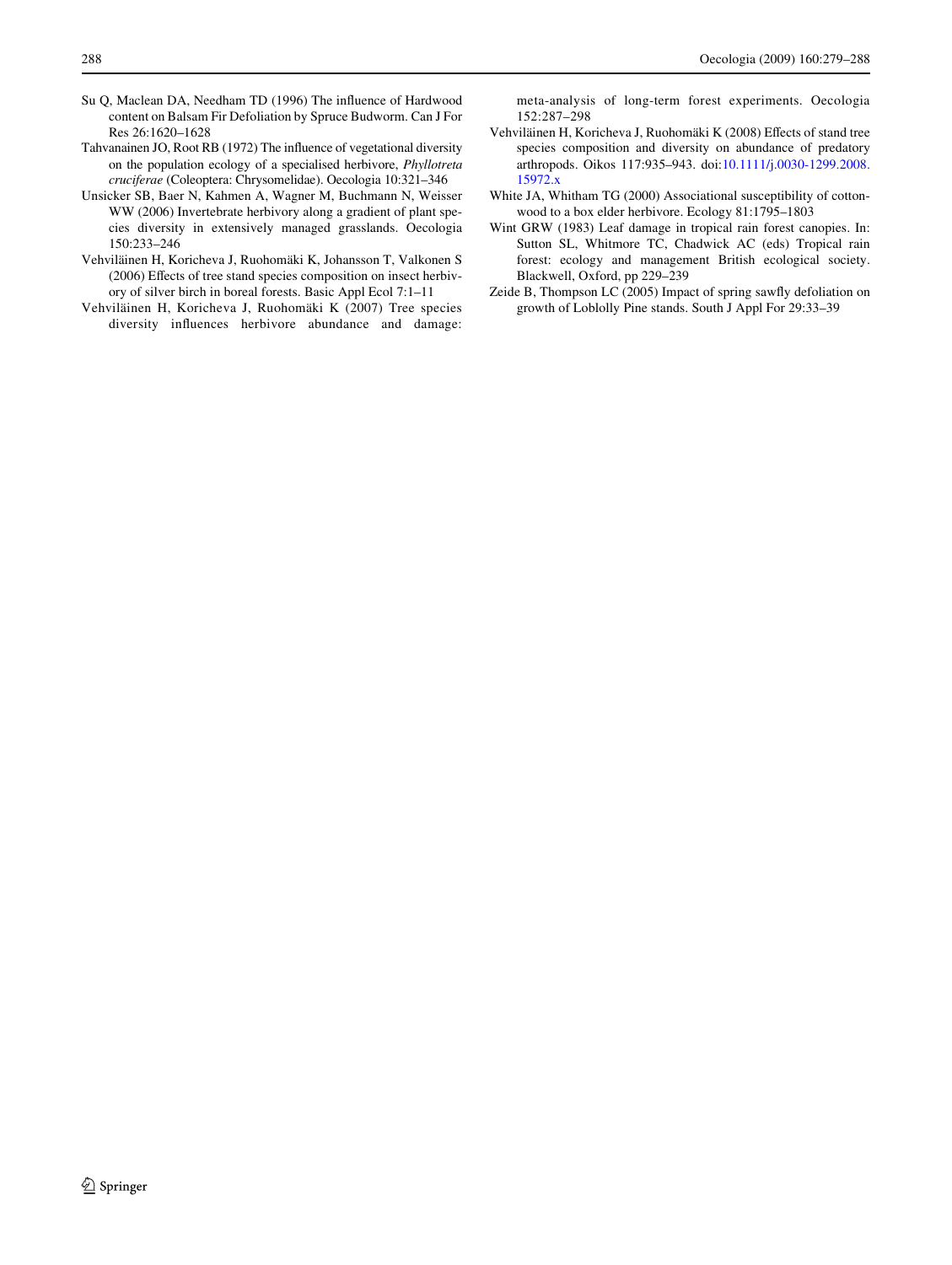Su Q, Maclean DA, Needham TD (1996) The influence of Hardwood content on Balsam Fir Defoliation by Spruce Budworm. Can J For Res 26:1620–1628

Tahvanainen JO, Root RB (1972) The influence of vegetational diversity on the population ecology of a specialised herbivore, *Phyllotreta cruciferae* (Coleoptera: Chrysomelidae). Oecologia 10:321–346

Unsicker SB, Baer N, Kahmen A, Wagner M, Buchmann N, Weisser WW (2006) Invertebrate herbivory along a gradient of plant species diversity in extensively managed grasslands. Oecologia 150:233–246

Vehviläinen H, Koricheva J, Ruohomäki K, Johansson T, Valkonen S (2006) Effects of tree stand species composition on insect herbivory of silver birch in boreal forests. Basic Appl Ecol 7:1–11

Vehviläinen H, Koricheva J, Ruohomäki K (2007) Tree species diversity influences herbivore abundance and damage: meta-analysis of long-term forest experiments. Oecologia 152:287–298

Vehviläinen H, Koricheva J, Ruohomäki K (2008) Effects of stand tree species composition and diversity on abundance of predatory arthropods. Oikos 117:935–943. doi:10.1111/j.0030-1299.2008.15972.x

White JA, Whitham TG (2000) Associational susceptibility of cottonwood to a box elder herbivore. Ecology 81:1795–1803

Wint GRW (1983) Leaf damage in tropical rain forest canopies. In: Sutton SL, Whitmore TC, Chadwick AC (eds) Tropical rain forest: ecology and management British ecological society. Blackwell, Oxford, pp 229–239

Zeide B, Thompson LC (2005) Impact of spring sawfly defoliation on growth of Loblolly Pine stands. South J Appl For 29:33–39